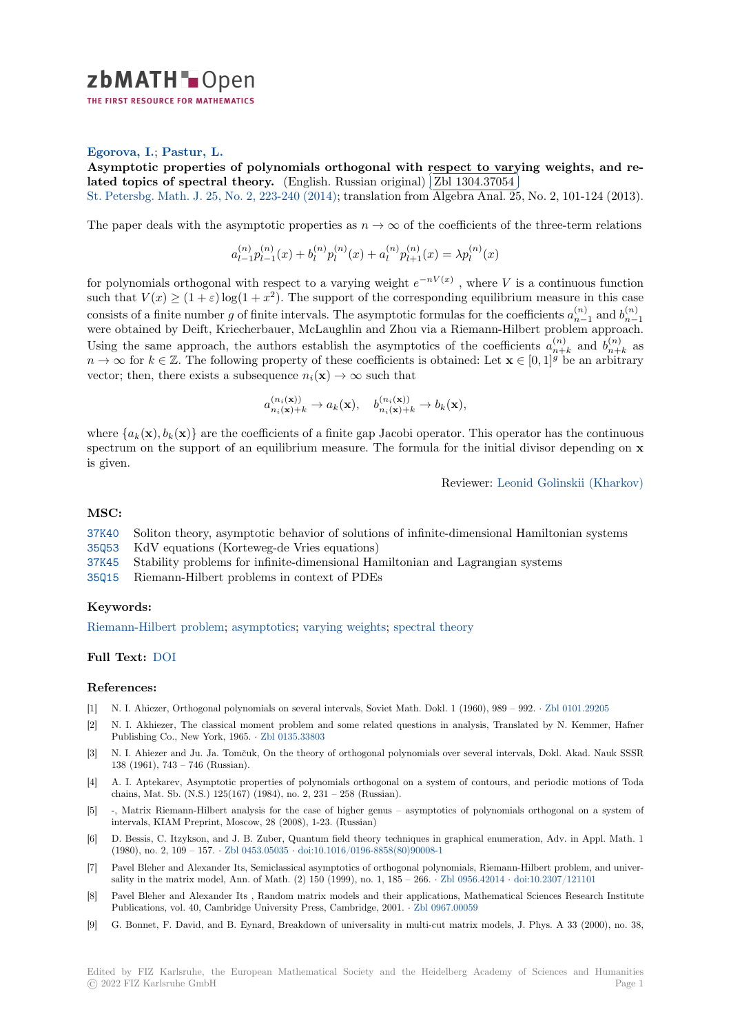zbMATH Open

THE FIRST RESOURCE FOR MATHEMATICS

**Egorova, I.**; **Pastur, L.**

**Asymptotic properties of polynomials orthogonal with respect to varying weights, and related topics of spectral theory.** (English. Russian original) Zbl 1304.37054

St. Petersbg. Math. J. 25, No. 2, 223-240 (2014); translation from Algebra Anal. 25, No. 2, 101-124 (2013).

The paper deals with the asymptotic properties as $n \to \infty$ of the coefficients of the three-term relations

$$a_{l-1}^{(n)} p_{l-1}^{(n)}(x) + b_l^{(n)} p_l^{(n)}(x) + a_l^{(n)} p_{l+1}^{(n)}(x) = \lambda p_l^{(n)}(x)$$

for polynomials orthogonal with respect to a varying weight $e^{-nV(x)}$ , where $V$ is a continuous function such that $V(x) \geq (1+\varepsilon)\log(1+x^2)$. The support of the corresponding equilibrium measure in this case consists of a finite number $g$ of finite intervals. The asymptotic formulas for the coefficients $a_{n-1}^{(n)}$ and $b_{n-1}^{(n)}$ were obtained by Deift, Kriecherbauer, McLaughlin and Zhou via a Riemann-Hilbert problem approach. Using the same approach, the authors establish the asymptotics of the coefficients $a_{n+k}^{(n)}$ and $b_{n+k}^{(n)}$ as $n \to \infty$ for $k \in \mathbb{Z}$. The following property of these coefficients is obtained: Let $\mathbf{x} \in [0,1]^g$ be an arbitrary vector; then, there exists a subsequence $n_i(\mathbf{x}) \to \infty$ such that

$$a_{n_i(\mathbf{x})+k}^{(n_i(\mathbf{x}))} \to a_k(\mathbf{x}), \quad b_{n_i(\mathbf{x})+k}^{(n_i(\mathbf{x}))} \to b_k(\mathbf{x}),$$

where $\{a_k(\mathbf{x}), b_k(\mathbf{x})\}$ are the coefficients of a finite gap Jacobi operator. This operator has the continuous spectrum on the support of an equilibrium measure. The formula for the initial divisor depending on $\mathbf{x}$ is given.

Reviewer: Leonid Golinskii (Kharkov)

### MSC:

- 37K40 Soliton theory, asymptotic behavior of solutions of infinite-dimensional Hamiltonian systems
- 35Q53 KdV equations (Korteweg-de Vries equations)
- 37K45 Stability problems for infinite-dimensional Hamiltonian and Lagrangian systems
- 35Q15 Riemann-Hilbert problems in context of PDEs

### Keywords:

Riemann-Hilbert problem; asymptotics; varying weights; spectral theory

### Full Text:

DOI

### References:

[1] N. I. Ahiezer, Orthogonal polynomials on several intervals, Soviet Math. Dokl. 1 (1960), 989 – 992. · Zbl 0101.29205

[2] N. I. Akhiezer, The classical moment problem and some related questions in analysis, Translated by N. Kemmer, Hafner Publishing Co., New York, 1965. · Zbl 0135.33803

[3] N. I. Ahiezer and Ju. Ja. Tomčuk, On the theory of orthogonal polynomials over several intervals, Dokl. Akad. Nauk SSSR 138 (1961), 743 – 746 (Russian).

[4] A. I. Aptekarev, Asymptotic properties of polynomials orthogonal on a system of contours, and periodic motions of Toda chains, Mat. Sb. (N.S.) 125(167) (1984), no. 2, 231 – 258 (Russian).

[5] -, Matrix Riemann-Hilbert analysis for the case of higher genus – asymptotics of polynomials orthogonal on a system of intervals, KIAM Preprint, Moscow, 28 (2008), 1-23. (Russian)

[6] D. Bessis, C. Itzykson, and J. B. Zuber, Quantum field theory techniques in graphical enumeration, Adv. in Appl. Math. 1 (1980), no. 2, 109 – 157. · Zbl 0453.05035 · doi:10.1016/0196-8858(80)90008-1

[7] Pavel Bleher and Alexander Its, Semiclassical asymptotics of orthogonal polynomials, Riemann-Hilbert problem, and universality in the matrix model, Ann. of Math. (2) 150 (1999), no. 1, 185 – 266. · Zbl 0956.42014 · doi:10.2307/121101

[8] Pavel Bleher and Alexander Its , Random matrix models and their applications, Mathematical Sciences Research Institute Publications, vol. 40, Cambridge University Press, Cambridge, 2001. · Zbl 0967.00059

[9] G. Bonnet, F. David, and B. Eynard, Breakdown of universality in multi-cut matrix models, J. Phys. A 33 (2000), no. 38,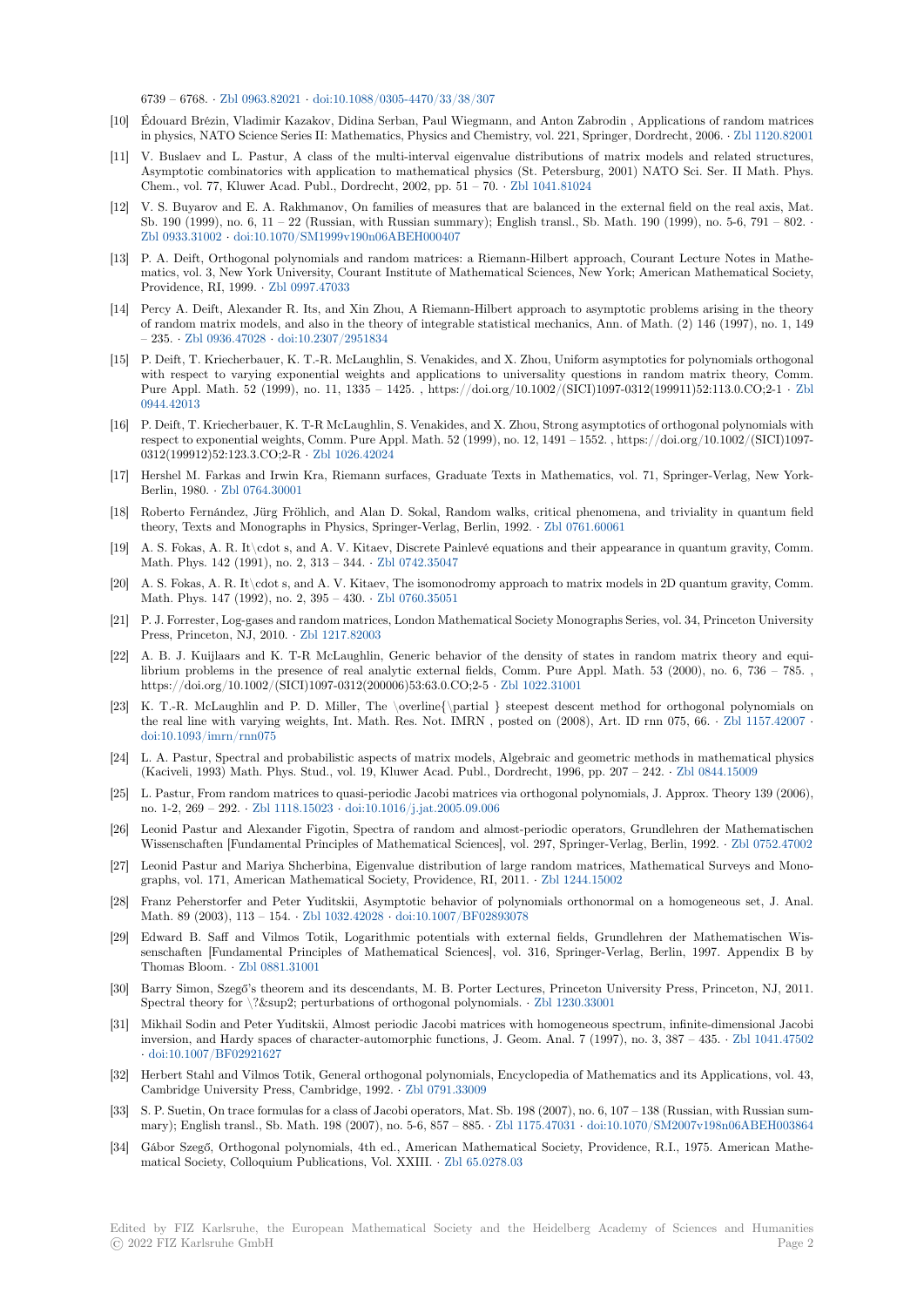6739 – 6768. · Zbl 0963.82021 · doi:10.1088/0305-4470/33/38/307

[10] Édouard Brézin, Vladimir Kazakov, Didina Serban, Paul Wiegmann, and Anton Zabrodin , Applications of random matrices in physics, NATO Science Series II: Mathematics, Physics and Chemistry, vol. 221, Springer, Dordrecht, 2006. · Zbl 1120.82001

[11] V. Buslaev and L. Pastur, A class of the multi-interval eigenvalue distributions of matrix models and related structures, Asymptotic combinatorics with application to mathematical physics (St. Petersburg, 2001) NATO Sci. Ser. II Math. Phys. Chem., vol. 77, Kluwer Acad. Publ., Dordrecht, 2002, pp. 51 – 70. · Zbl 1041.81024

[12] V. S. Buyarov and E. A. Rakhmanov, On families of measures that are balanced in the external field on the real axis, Mat. Sb. 190 (1999), no. 6, 11 – 22 (Russian, with Russian summary); English transl., Sb. Math. 190 (1999), no. 5-6, 791 – 802. · Zbl 0933.31002 · doi:10.1070/SM1999v190n06ABEH000407

[13] P. A. Deift, Orthogonal polynomials and random matrices: a Riemann-Hilbert approach, Courant Lecture Notes in Mathematics, vol. 3, New York University, Courant Institute of Mathematical Sciences, New York; American Mathematical Society, Providence, RI, 1999. · Zbl 0997.47033

[14] Percy A. Deift, Alexander R. Its, and Xin Zhou, A Riemann-Hilbert approach to asymptotic problems arising in the theory of random matrix models, and also in the theory of integrable statistical mechanics, Ann. of Math. (2) 146 (1997), no. 1, 149 – 235. · Zbl 0936.47028 · doi:10.2307/2951834

[15] P. Deift, T. Kriecherbauer, K. T.-R. McLaughlin, S. Venakides, and X. Zhou, Uniform asymptotics for polynomials orthogonal with respect to varying exponential weights and applications to universality questions in random matrix theory, Comm. Pure Appl. Math. 52 (1999), no. 11, 1335 – 1425. , https://doi.org/10.1002/(SICI)1097-0312(199911)52:11<1335::AID-CPA1>3.0.CO;2-1 · Zbl 0944.42013

[16] P. Deift, T. Kriecherbauer, K. T-R McLaughlin, S. Venakides, and X. Zhou, Strong asymptotics of orthogonal polynomials with respect to exponential weights, Comm. Pure Appl. Math. 52 (1999), no. 12, 1491 – 1552. , https://doi.org/10.1002/(SICI)1097-0312(199912)52:12<1491::AID-CPA2>3.3.CO;2-R · Zbl 1026.42024

[17] Hershel M. Farkas and Irwin Kra, Riemann surfaces, Graduate Texts in Mathematics, vol. 71, Springer-Verlag, New York-Berlin, 1980. · Zbl 0764.30001

[18] Roberto Fernández, Jürg Fröhlich, and Alan D. Sokal, Random walks, critical phenomena, and triviality in quantum field theory, Texts and Monographs in Physics, Springer-Verlag, Berlin, 1992. · Zbl 0761.60061

[19] A. S. Fokas, A. R. It\cdot s, and A. V. Kitaev, Discrete Painlevé equations and their appearance in quantum gravity, Comm. Math. Phys. 142 (1991), no. 2, 313 – 344. · Zbl 0742.35047

[20] A. S. Fokas, A. R. It\cdot s, and A. V. Kitaev, The isomonodromy approach to matrix models in 2D quantum gravity, Comm. Math. Phys. 147 (1992), no. 2, 395 – 430. · Zbl 0760.35051

[21] P. J. Forrester, Log-gases and random matrices, London Mathematical Society Monographs Series, vol. 34, Princeton University Press, Princeton, NJ, 2010. · Zbl 1217.82003

[22] A. B. J. Kuijlaars and K. T-R McLaughlin, Generic behavior of the density of states in random matrix theory and equilibrium problems in the presence of real analytic external fields, Comm. Pure Appl. Math. 53 (2000), no. 6, 736 – 785. , https://doi.org/10.1002/(SICI)1097-0312(200006)53:6<736::AID-CPA2>3.0.CO;2-5 · Zbl 1022.31001

[23] K. T.-R. McLaughlin and P. D. Miller, The \overline{\partial } steepest descent method for orthogonal polynomials on the real line with varying weights, Int. Math. Res. Not. IMRN , posted on (2008), Art. ID rnn 075, 66. · Zbl 1157.42007 · doi:10.1093/imrn/rnn075

[24] L. A. Pastur, Spectral and probabilistic aspects of matrix models, Algebraic and geometric methods in mathematical physics (Kaciveli, 1993) Math. Phys. Stud., vol. 19, Kluwer Acad. Publ., Dordrecht, 1996, pp. 207 – 242. · Zbl 0844.15009

[25] L. Pastur, From random matrices to quasi-periodic Jacobi matrices via orthogonal polynomials, J. Approx. Theory 139 (2006), no. 1-2, 269 – 292. · Zbl 1118.15023 · doi:10.1016/j.jat.2005.09.006

[26] Leonid Pastur and Alexander Figotin, Spectra of random and almost-periodic operators, Grundlehren der Mathematischen Wissenschaften [Fundamental Principles of Mathematical Sciences], vol. 297, Springer-Verlag, Berlin, 1992. · Zbl 0752.47002

[27] Leonid Pastur and Mariya Shcherbina, Eigenvalue distribution of large random matrices, Mathematical Surveys and Monographs, vol. 171, American Mathematical Society, Providence, RI, 2011. · Zbl 1244.15002

[28] Franz Peherstorfer and Peter Yuditskii, Asymptotic behavior of polynomials orthonormal on a homogeneous set, J. Anal. Math. 89 (2003), 113 – 154. · Zbl 1032.42028 · doi:10.1007/BF02893078

[29] Edward B. Saff and Vilmos Totik, Logarithmic potentials with external fields, Grundlehren der Mathematischen Wissenschaften [Fundamental Principles of Mathematical Sciences], vol. 316, Springer-Verlag, Berlin, 1997. Appendix B by Thomas Bloom. · Zbl 0881.31001

[30] Barry Simon, Szegő's theorem and its descendants, M. B. Porter Lectures, Princeton University Press, Princeton, NJ, 2011. Spectral theory for \?&sup2; perturbations of orthogonal polynomials. · Zbl 1230.33001

[31] Mikhail Sodin and Peter Yuditskii, Almost periodic Jacobi matrices with homogeneous spectrum, infinite-dimensional Jacobi inversion, and Hardy spaces of character-automorphic functions, J. Geom. Anal. 7 (1997), no. 3, 387 – 435. · Zbl 1041.47502 · doi:10.1007/BF02921627

[32] Herbert Stahl and Vilmos Totik, General orthogonal polynomials, Encyclopedia of Mathematics and its Applications, vol. 43, Cambridge University Press, Cambridge, 1992. · Zbl 0791.33009

[33] S. P. Suetin, On trace formulas for a class of Jacobi operators, Mat. Sb. 198 (2007), no. 6, 107 – 138 (Russian, with Russian summary); English transl., Sb. Math. 198 (2007), no. 5-6, 857 – 885. · Zbl 1175.47031 · doi:10.1070/SM2007v198n06ABEH003864

[34] Gábor Szegő, Orthogonal polynomials, 4th ed., American Mathematical Society, Providence, R.I., 1975. American Mathematical Society, Colloquium Publications, Vol. XXIII. · Zbl 65.0278.03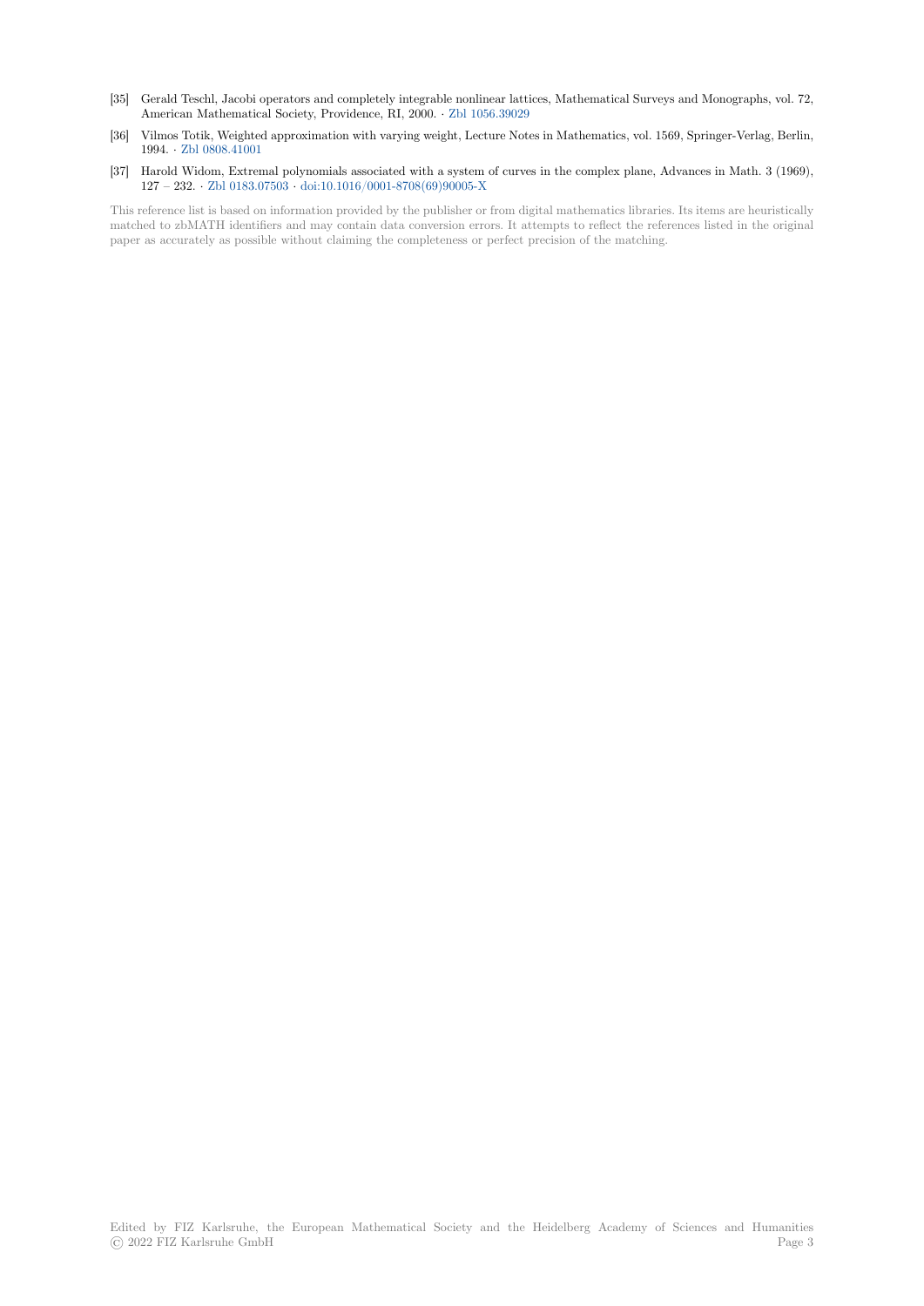[35] Gerald Teschl, Jacobi operators and completely integrable nonlinear lattices, Mathematical Surveys and Monographs, vol. 72, American Mathematical Society, Providence, RI, 2000. · Zbl 1056.39029

[36] Vilmos Totik, Weighted approximation with varying weight, Lecture Notes in Mathematics, vol. 1569, Springer-Verlag, Berlin, 1994. · Zbl 0808.41001

[37] Harold Widom, Extremal polynomials associated with a system of curves in the complex plane, Advances in Math. 3 (1969), 127 – 232. · Zbl 0183.07503 · doi:10.1016/0001-8708(69)90005-X

This reference list is based on information provided by the publisher or from digital mathematics libraries. Its items are heuristically matched to zbMATH identifiers and may contain data conversion errors. It attempts to reflect the references listed in the original paper as accurately as possible without claiming the completeness or perfect precision of the matching.